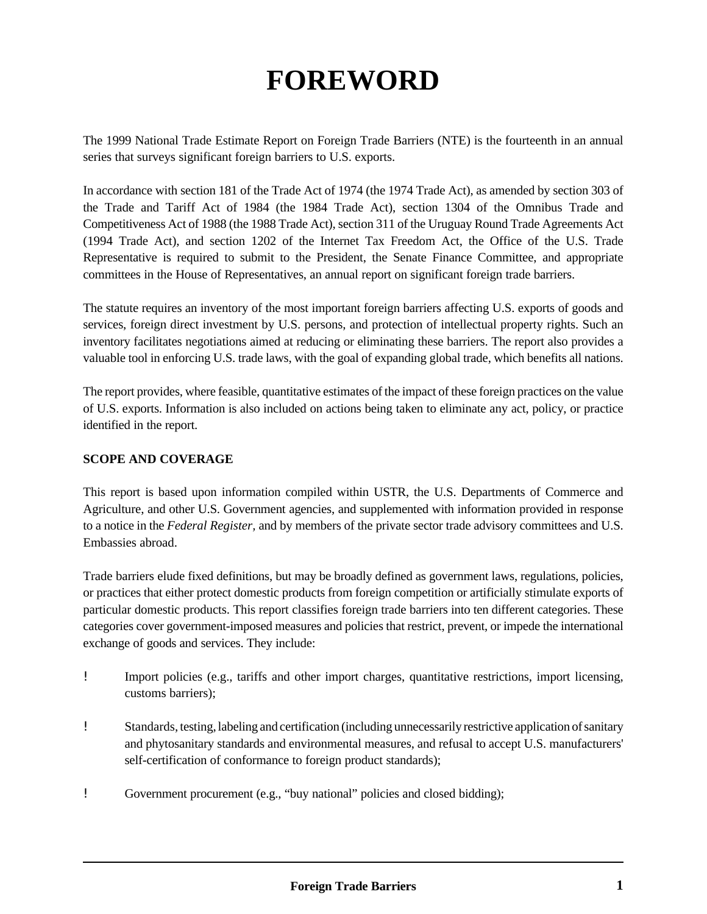# FOREWORD

The 1999 National Trade Estimate Report on Foreign Trade Barriers (NTE) is the fourteenth in an annual series that surveys significant foreign barriers to U.S. exports.

In accordance with section 181 of the Trade Act of 1974 (the 1974 Trade Act), as amended by section 303 of the Trade and Tariff Act of 1984 (the 1984 Trade Act), section 1304 of the Omnibus Trade and Competitiveness Act of 1988 (the 1988 Trade Act), section 311 of the Uruguay Round Trade Agreements Act (1994 Trade Act), and section 1202 of the Internet Tax Freedom Act, the Office of the U.S. Trade Representative is required to submit to the President, the Senate Finance Committee, and appropriate committees in the House of Representatives, an annual report on significant foreign trade barriers.

The statute requires an inventory of the most important foreign barriers affecting U.S. exports of goods and services, foreign direct investment by U.S. persons, and protection of intellectual property rights. Such an inventory facilitates negotiations aimed at reducing or eliminating these barriers. The report also provides a valuable tool in enforcing U.S. trade laws, with the goal of expanding global trade, which benefits all nations.

The report provides, where feasible, quantitative estimates of the impact of these foreign practices on the value of U.S. exports. Information is also included on actions being taken to eliminate any act, policy, or practice identified in the report.

**SCOPE AND COVERAGE**

This report is based upon information compiled within USTR, the U.S. Departments of Commerce and Agriculture, and other U.S. Government agencies, and supplemented with information provided in response to a notice in the *Federal Register,* and by members of the private sector trade advisory committees and U.S. Embassies abroad.

Trade barriers elude fixed definitions, but may be broadly defined as government laws, regulations, policies, or practices that either protect domestic products from foreign competition or artificially stimulate exports of particular domestic products. This report classifies foreign trade barriers into ten different categories. These categories cover government-imposed measures and policies that restrict, prevent, or impede the international exchange of goods and services. They include:

- Import policies (e.g., tariffs and other import charges, quantitative restrictions, import licensing, customs barriers);
- Standards, testing, labeling and certification (including unnecessarily restrictive application of sanitary and phytosanitary standards and environmental measures, and refusal to accept U.S. manufacturers' self-certification of conformance to foreign product standards);
- Government procurement (e.g., "buy national" policies and closed bidding);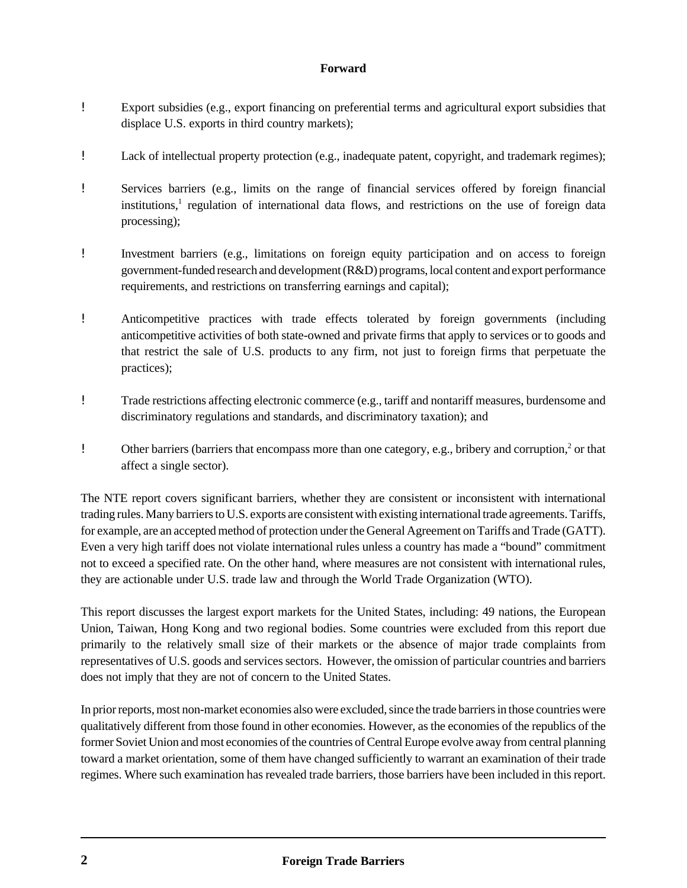**Forward**

- Export subsidies (e.g., export financing on preferential terms and agricultural export subsidies that displace U.S. exports in third country markets);
- Lack of intellectual property protection (e.g., inadequate patent, copyright, and trademark regimes);
- Services barriers (e.g., limits on the range of financial services offered by foreign financial institutions,[1] regulation of international data flows, and restrictions on the use of foreign data processing);
- Investment barriers (e.g., limitations on foreign equity participation and on access to foreign government-funded research and development (R&D) programs, local content and export performance requirements, and restrictions on transferring earnings and capital);
- Anticompetitive practices with trade effects tolerated by foreign governments (including anticompetitive activities of both state-owned and private firms that apply to services or to goods and that restrict the sale of U.S. products to any firm, not just to foreign firms that perpetuate the practices);
- Trade restrictions affecting electronic commerce (e.g., tariff and nontariff measures, burdensome and discriminatory regulations and standards, and discriminatory taxation); and
- Other barriers (barriers that encompass more than one category, e.g., bribery and corruption,[2] or that affect a single sector).

The NTE report covers significant barriers, whether they are consistent or inconsistent with international trading rules. Many barriers to U.S. exports are consistent with existing international trade agreements. Tariffs, for example, are an accepted method of protection under the General Agreement on Tariffs and Trade (GATT). Even a very high tariff does not violate international rules unless a country has made a "bound" commitment not to exceed a specified rate. On the other hand, where measures are not consistent with international rules, they are actionable under U.S. trade law and through the World Trade Organization (WTO).

This report discusses the largest export markets for the United States, including: 49 nations, the European Union, Taiwan, Hong Kong and two regional bodies. Some countries were excluded from this report due primarily to the relatively small size of their markets or the absence of major trade complaints from representatives of U.S. goods and services sectors. However, the omission of particular countries and barriers does not imply that they are not of concern to the United States.

In prior reports, most non-market economies also were excluded, since the trade barriers in those countries were qualitatively different from those found in other economies. However, as the economies of the republics of the former Soviet Union and most economies of the countries of Central Europe evolve away from central planning toward a market orientation, some of them have changed sufficiently to warrant an examination of their trade regimes. Where such examination has revealed trade barriers, those barriers have been included in this report.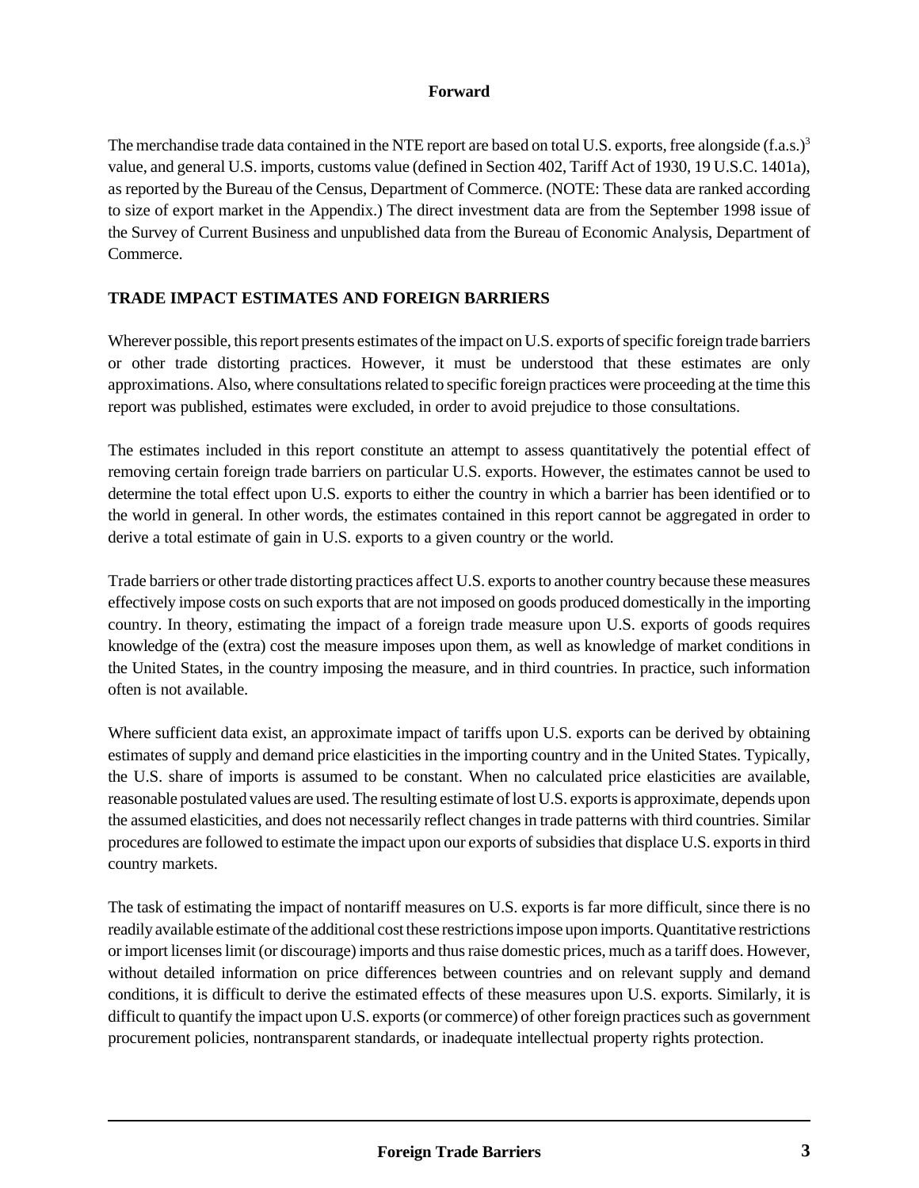**Forward**

The merchandise trade data contained in the NTE report are based on total U.S. exports, free alongside (f.a.s.)[3] value, and general U.S. imports, customs value (defined in Section 402, Tariff Act of 1930, 19 U.S.C. 1401a), as reported by the Bureau of the Census, Department of Commerce. (NOTE: These data are ranked according to size of export market in the Appendix.) The direct investment data are from the September 1998 issue of the Survey of Current Business and unpublished data from the Bureau of Economic Analysis, Department of Commerce.

## TRADE IMPACT ESTIMATES AND FOREIGN BARRIERS

Wherever possible, this report presents estimates of the impact on U.S. exports of specific foreign trade barriers or other trade distorting practices. However, it must be understood that these estimates are only approximations. Also, where consultations related to specific foreign practices were proceeding at the time this report was published, estimates were excluded, in order to avoid prejudice to those consultations.

The estimates included in this report constitute an attempt to assess quantitatively the potential effect of removing certain foreign trade barriers on particular U.S. exports. However, the estimates cannot be used to determine the total effect upon U.S. exports to either the country in which a barrier has been identified or to the world in general. In other words, the estimates contained in this report cannot be aggregated in order to derive a total estimate of gain in U.S. exports to a given country or the world.

Trade barriers or other trade distorting practices affect U.S. exports to another country because these measures effectively impose costs on such exports that are not imposed on goods produced domestically in the importing country. In theory, estimating the impact of a foreign trade measure upon U.S. exports of goods requires knowledge of the (extra) cost the measure imposes upon them, as well as knowledge of market conditions in the United States, in the country imposing the measure, and in third countries. In practice, such information often is not available.

Where sufficient data exist, an approximate impact of tariffs upon U.S. exports can be derived by obtaining estimates of supply and demand price elasticities in the importing country and in the United States. Typically, the U.S. share of imports is assumed to be constant. When no calculated price elasticities are available, reasonable postulated values are used. The resulting estimate of lost U.S. exports is approximate, depends upon the assumed elasticities, and does not necessarily reflect changes in trade patterns with third countries. Similar procedures are followed to estimate the impact upon our exports of subsidies that displace U.S. exports in third country markets.

The task of estimating the impact of nontariff measures on U.S. exports is far more difficult, since there is no readily available estimate of the additional cost these restrictions impose upon imports. Quantitative restrictions or import licenses limit (or discourage) imports and thus raise domestic prices, much as a tariff does. However, without detailed information on price differences between countries and on relevant supply and demand conditions, it is difficult to derive the estimated effects of these measures upon U.S. exports. Similarly, it is difficult to quantify the impact upon U.S. exports (or commerce) of other foreign practices such as government procurement policies, nontransparent standards, or inadequate intellectual property rights protection.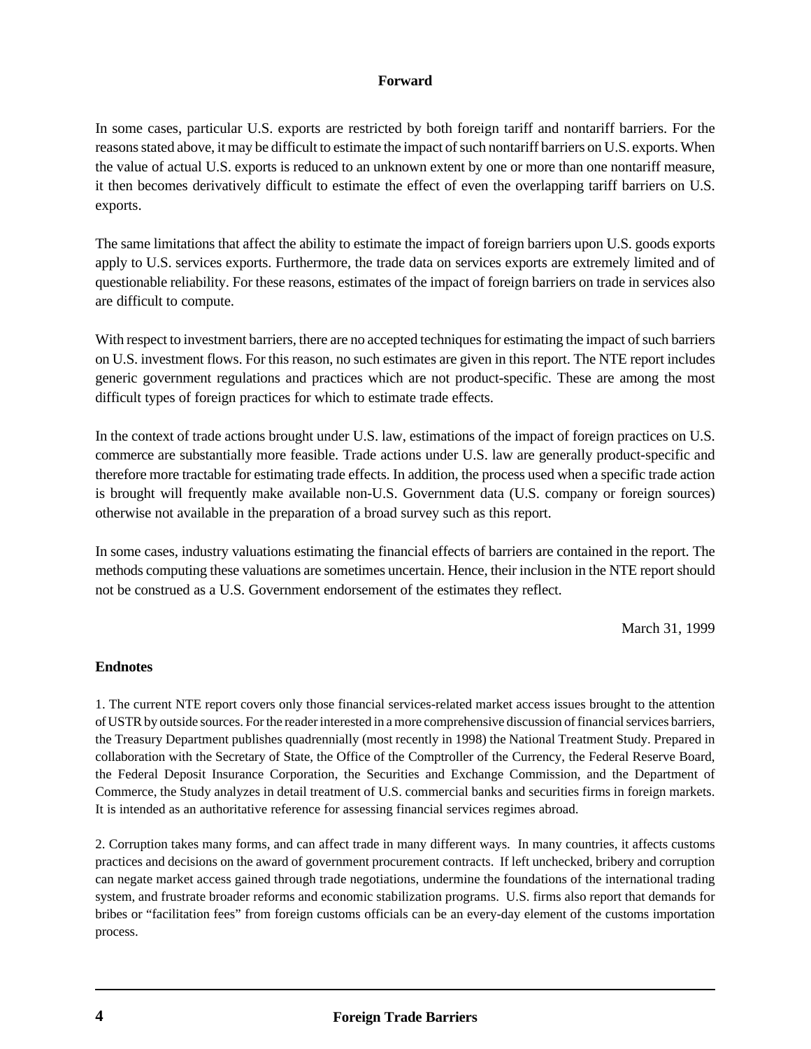**Forward**

In some cases, particular U.S. exports are restricted by both foreign tariff and nontariff barriers. For the reasons stated above, it may be difficult to estimate the impact of such nontariff barriers on U.S. exports. When the value of actual U.S. exports is reduced to an unknown extent by one or more than one nontariff measure, it then becomes derivatively difficult to estimate the effect of even the overlapping tariff barriers on U.S. exports.

The same limitations that affect the ability to estimate the impact of foreign barriers upon U.S. goods exports apply to U.S. services exports. Furthermore, the trade data on services exports are extremely limited and of questionable reliability. For these reasons, estimates of the impact of foreign barriers on trade in services also are difficult to compute.

With respect to investment barriers, there are no accepted techniques for estimating the impact of such barriers on U.S. investment flows. For this reason, no such estimates are given in this report. The NTE report includes generic government regulations and practices which are not product-specific. These are among the most difficult types of foreign practices for which to estimate trade effects.

In the context of trade actions brought under U.S. law, estimations of the impact of foreign practices on U.S. commerce are substantially more feasible. Trade actions under U.S. law are generally product-specific and therefore more tractable for estimating trade effects. In addition, the process used when a specific trade action is brought will frequently make available non-U.S. Government data (U.S. company or foreign sources) otherwise not available in the preparation of a broad survey such as this report.

In some cases, industry valuations estimating the financial effects of barriers are contained in the report. The methods computing these valuations are sometimes uncertain. Hence, their inclusion in the NTE report should not be construed as a U.S. Government endorsement of the estimates they reflect.

March 31, 1999

**Endnotes**

1. The current NTE report covers only those financial services-related market access issues brought to the attention of USTR by outside sources. For the reader interested in a more comprehensive discussion of financial services barriers, the Treasury Department publishes quadrennially (most recently in 1998) the National Treatment Study. Prepared in collaboration with the Secretary of State, the Office of the Comptroller of the Currency, the Federal Reserve Board, the Federal Deposit Insurance Corporation, the Securities and Exchange Commission, and the Department of Commerce, the Study analyzes in detail treatment of U.S. commercial banks and securities firms in foreign markets. It is intended as an authoritative reference for assessing financial services regimes abroad.

2. Corruption takes many forms, and can affect trade in many different ways. In many countries, it affects customs practices and decisions on the award of government procurement contracts. If left unchecked, bribery and corruption can negate market access gained through trade negotiations, undermine the foundations of the international trading system, and frustrate broader reforms and economic stabilization programs. U.S. firms also report that demands for bribes or "facilitation fees" from foreign customs officials can be an every-day element of the customs importation process.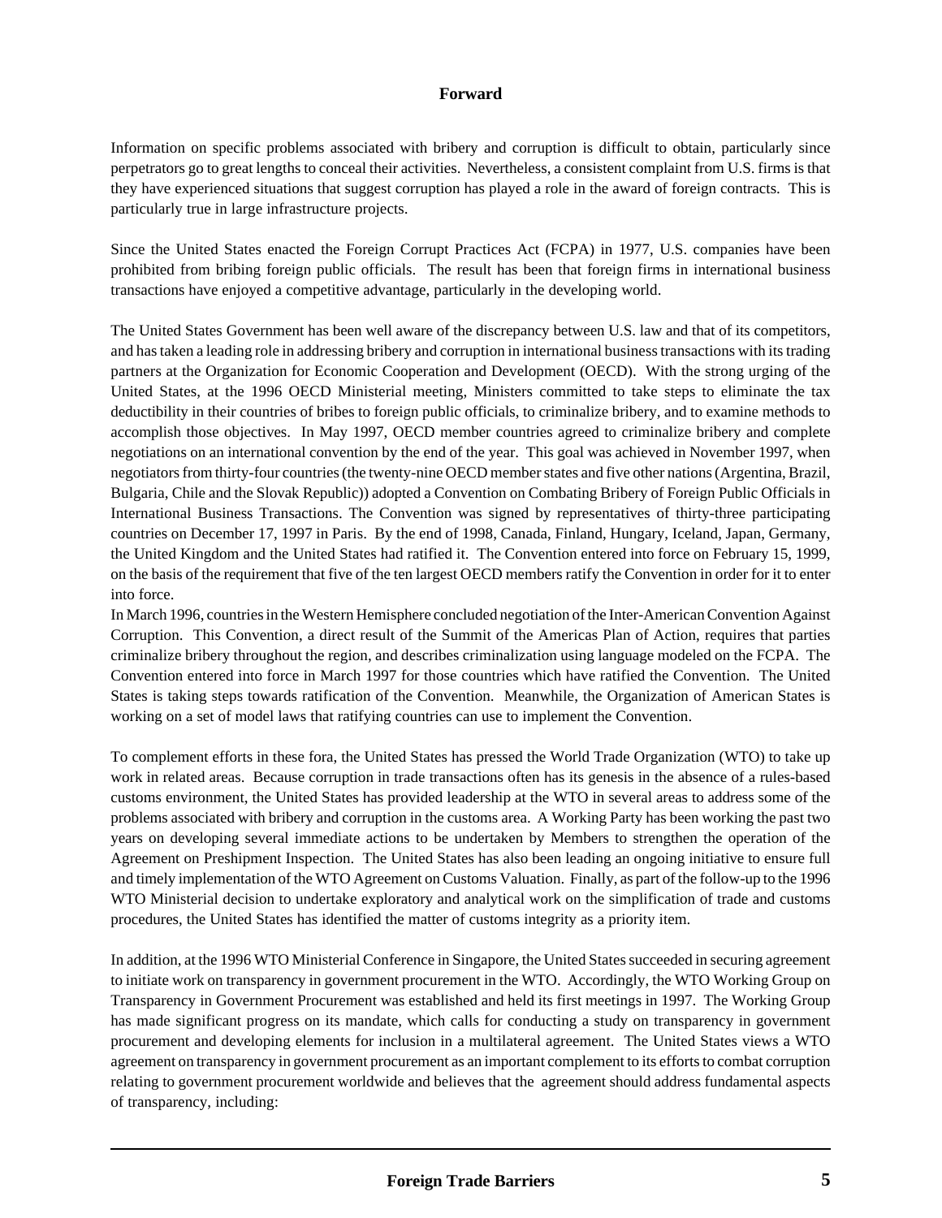## Forward

Information on specific problems associated with bribery and corruption is difficult to obtain, particularly since perpetrators go to great lengths to conceal their activities. Nevertheless, a consistent complaint from U.S. firms is that they have experienced situations that suggest corruption has played a role in the award of foreign contracts. This is particularly true in large infrastructure projects.

Since the United States enacted the Foreign Corrupt Practices Act (FCPA) in 1977, U.S. companies have been prohibited from bribing foreign public officials. The result has been that foreign firms in international business transactions have enjoyed a competitive advantage, particularly in the developing world.

The United States Government has been well aware of the discrepancy between U.S. law and that of its competitors, and has taken a leading role in addressing bribery and corruption in international business transactions with its trading partners at the Organization for Economic Cooperation and Development (OECD). With the strong urging of the United States, at the 1996 OECD Ministerial meeting, Ministers committed to take steps to eliminate the tax deductibility in their countries of bribes to foreign public officials, to criminalize bribery, and to examine methods to accomplish those objectives. In May 1997, OECD member countries agreed to criminalize bribery and complete negotiations on an international convention by the end of the year. This goal was achieved in November 1997, when negotiators from thirty-four countries (the twenty-nine OECD member states and five other nations (Argentina, Brazil, Bulgaria, Chile and the Slovak Republic)) adopted a Convention on Combating Bribery of Foreign Public Officials in International Business Transactions. The Convention was signed by representatives of thirty-three participating countries on December 17, 1997 in Paris. By the end of 1998, Canada, Finland, Hungary, Iceland, Japan, Germany, the United Kingdom and the United States had ratified it. The Convention entered into force on February 15, 1999, on the basis of the requirement that five of the ten largest OECD members ratify the Convention in order for it to enter into force.

In March 1996, countries in the Western Hemisphere concluded negotiation of the Inter-American Convention Against Corruption. This Convention, a direct result of the Summit of the Americas Plan of Action, requires that parties criminalize bribery throughout the region, and describes criminalization using language modeled on the FCPA. The Convention entered into force in March 1997 for those countries which have ratified the Convention. The United States is taking steps towards ratification of the Convention. Meanwhile, the Organization of American States is working on a set of model laws that ratifying countries can use to implement the Convention.

To complement efforts in these fora, the United States has pressed the World Trade Organization (WTO) to take up work in related areas. Because corruption in trade transactions often has its genesis in the absence of a rules-based customs environment, the United States has provided leadership at the WTO in several areas to address some of the problems associated with bribery and corruption in the customs area. A Working Party has been working the past two years on developing several immediate actions to be undertaken by Members to strengthen the operation of the Agreement on Preshipment Inspection. The United States has also been leading an ongoing initiative to ensure full and timely implementation of the WTO Agreement on Customs Valuation. Finally, as part of the follow-up to the 1996 WTO Ministerial decision to undertake exploratory and analytical work on the simplification of trade and customs procedures, the United States has identified the matter of customs integrity as a priority item.

In addition, at the 1996 WTO Ministerial Conference in Singapore, the United States succeeded in securing agreement to initiate work on transparency in government procurement in the WTO. Accordingly, the WTO Working Group on Transparency in Government Procurement was established and held its first meetings in 1997. The Working Group has made significant progress on its mandate, which calls for conducting a study on transparency in government procurement and developing elements for inclusion in a multilateral agreement. The United States views a WTO agreement on transparency in government procurement as an important complement to its efforts to combat corruption relating to government procurement worldwide and believes that the agreement should address fundamental aspects of transparency, including: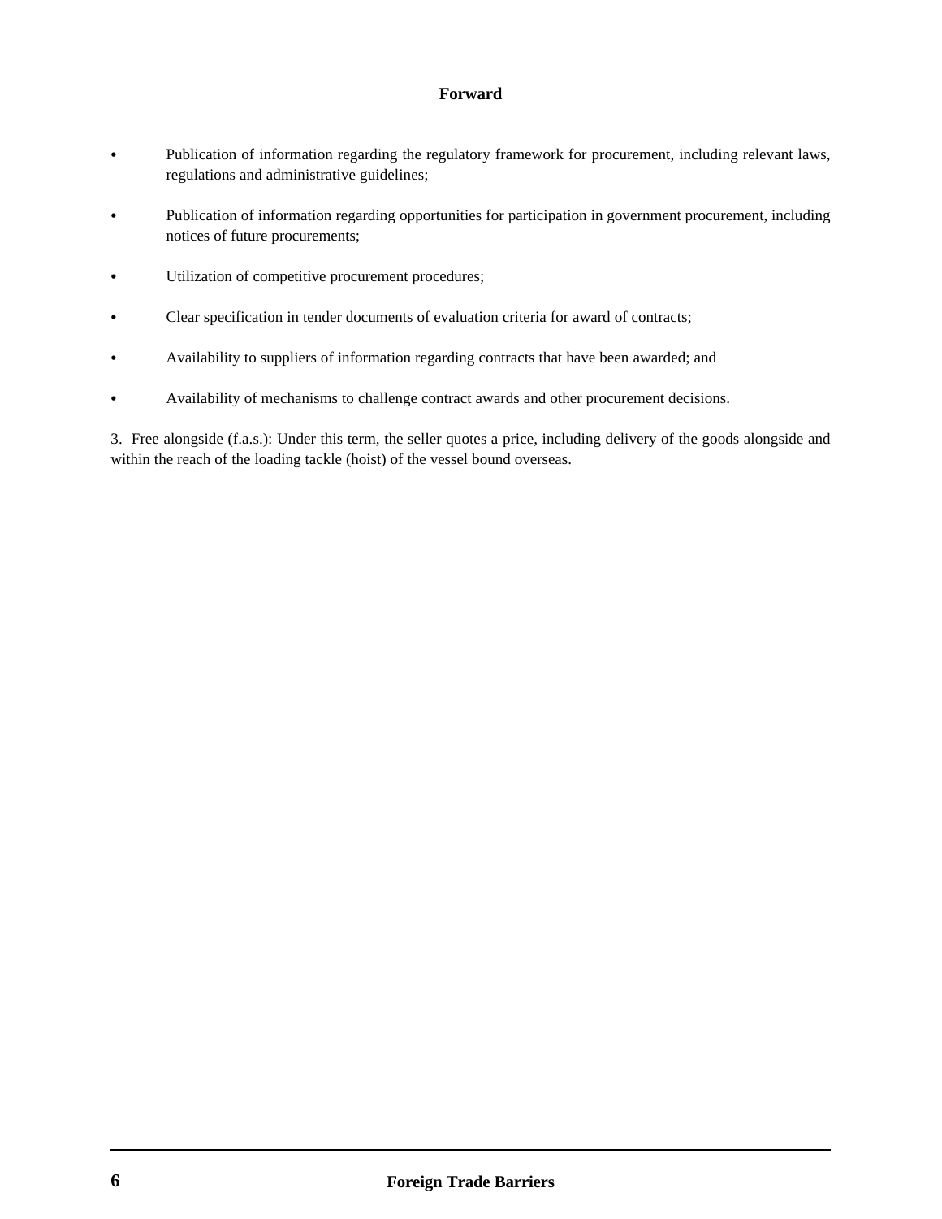- Publication of information regarding the regulatory framework for procurement, including relevant laws, regulations and administrative guidelines;

- Publication of information regarding opportunities for participation in government procurement, including notices of future procurements;

- Utilization of competitive procurement procedures;

- Clear specification in tender documents of evaluation criteria for award of contracts;

- Availability to suppliers of information regarding contracts that have been awarded; and

- Availability of mechanisms to challenge contract awards and other procurement decisions.

3. Free alongside (f.a.s.): Under this term, the seller quotes a price, including delivery of the goods alongside and within the reach of the loading tackle (hoist) of the vessel bound overseas.